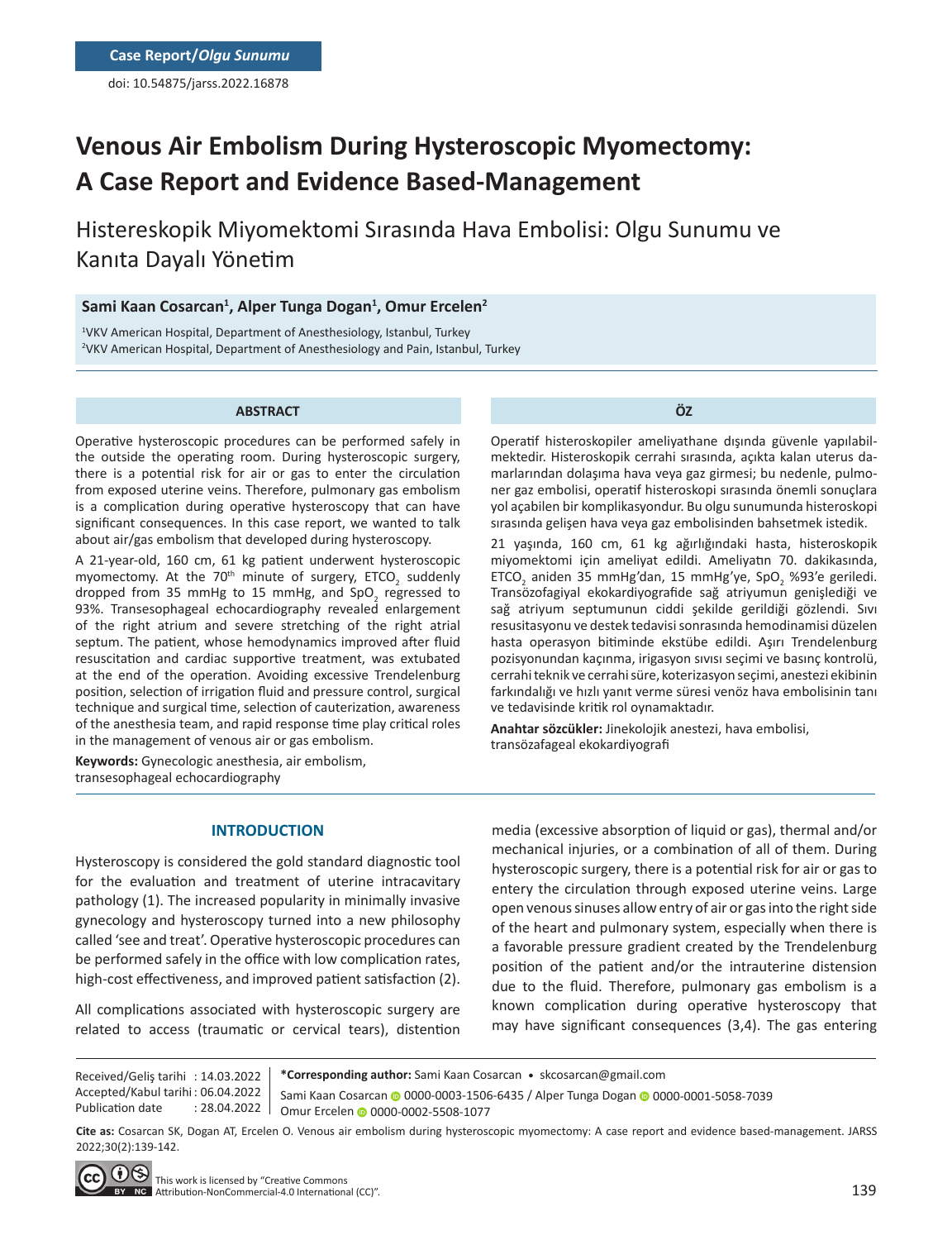Case Report/*Olgu Sunumu*

doi: 10.54875/jarss.2022.16878

# Venous Air Embolism During Hysteroscopic Myomectomy: A Case Report and Evidence Based-Management

# Histereskopik Miyomektomi Sırasında Hava Embolisi: Olgu Sunumu ve Kanıta Dayalı Yönetim

**Sami Kaan Cosarcan[1], Alper Tunga Dogan[1], Omur Ercelen[2]**

[1]VKV American Hospital, Department of Anesthesiology, Istanbul, Turkey
[2]VKV American Hospital, Department of Anesthesiology and Pain, Istanbul, Turkey

## ABSTRACT

Operative hysteroscopic procedures can be performed safely in the outside the operating room. During hysteroscopic surgery, there is a potential risk for air or gas to enter the circulation from exposed uterine veins. Therefore, pulmonary gas embolism is a complication during operative hysteroscopy that can have significant consequences. In this case report, we wanted to talk about air/gas embolism that developed during hysteroscopy.

A 21-year-old, 160 cm, 61 kg patient underwent hysteroscopic myomectomy. At the 70th minute of surgery, $ETCO_2$ suddenly dropped from 35 mmHg to 15 mmHg, and $SpO_2$ regressed to 93%. Transesophageal echocardiography revealed enlargement of the right atrium and severe stretching of the right atrial septum. The patient, whose hemodynamics improved after fluid resuscitation and cardiac supportive treatment, was extubated at the end of the operation. Avoiding excessive Trendelenburg position, selection of irrigation fluid and pressure control, surgical technique and surgical time, selection of cauterization, awareness of the anesthesia team, and rapid response time play critical roles in the management of venous air or gas embolism.

**Keywords:** Gynecologic anesthesia, air embolism, transesophageal echocardiography

## ÖZ

Operatif histeroskopiler ameliyathane dışında güvenle yapılabilmektedir. Histeroskopik cerrahi sırasında, açıkta kalan uterus damarlarından dolaşıma hava veya gaz girmesi; bu nedenle, pulmoner gaz embolisi, operatif histeroskopi sırasında önemli sonuçlara yol açabilen bir komplikasyondur. Bu olgu sunumunda histeroskopi sırasında gelişen hava veya gaz embolisinden bahsetmek istedik.

21 yaşında, 160 cm, 61 kg ağırlığındaki hasta, histeroskopik miyomektomi için ameliyat edildi. Ameliyatın 70. dakikasında, $ETCO_2$ aniden 35 mmHg'dan, 15 mmHg'ye, $SpO_2$ %93'e geriledi. Transözofagiyal ekokardiyografide sağ atriyumun genişlediği ve sağ atriyum septumunun ciddi şekilde gerildiği gözlendi. Sıvı resusitasyonu ve destek tedavisi sonrasında hemodinamisi düzelen hasta operasyon bitiminde ekstübe edildi. Aşırı Trendelenburg pozisyonundan kaçınma, irigasyon sıvısı seçimi ve basınç kontrolü, cerrahi teknik ve cerrahi süre, koterizasyon seçimi, anestezi ekibinin farkındalığı ve hızlı yanıt verme süresi venöz hava embolisinin tanı ve tedavisinde kritik rol oynamaktadır.

**Anahtar sözcükler:** Jinekolojik anestezi, hava embolisi, transözafageal ekokardiyografi

## INTRODUCTION

Hysteroscopy is considered the gold standard diagnostic tool for the evaluation and treatment of uterine intracavitary pathology (1). The increased popularity in minimally invasive gynecology and hysteroscopy turned into a new philosophy called 'see and treat'. Operative hysteroscopic procedures can be performed safely in the office with low complication rates, high-cost effectiveness, and improved patient satisfaction (2).

All complications associated with hysteroscopic surgery are related to access (traumatic or cervical tears), distention media (excessive absorption of liquid or gas), thermal and/or mechanical injuries, or a combination of all of them. During hysteroscopic surgery, there is a potential risk for air or gas to entery the circulation through exposed uterine veins. Large open venous sinuses allow entry of air or gas into the right side of the heart and pulmonary system, especially when there is a favorable pressure gradient created by the Trendelenburg position of the patient and/or the intrauterine distension due to the fluid. Therefore, pulmonary gas embolism is a known complication during operative hysteroscopy that may have significant consequences (3,4). The gas entering

Received/Geliş tarihi : 14.03.2022
Accepted/Kabul tarihi : 06.04.2022
Publication date : 28.04.2022

**\*Corresponding author:** Sami Kaan Cosarcan • skcosarcan@gmail.com

Sami Kaan Cosarcan 0000-0003-1506-6435 / Alper Tunga Dogan 0000-0001-5058-7039
Omur Ercelen 0000-0002-5508-1077

**Cite as:** Cosarcan SK, Dogan AT, Ercelen O. Venous air embolism during hysteroscopic myomectomy: A case report and evidence based-management. JARSS 2022;30(2):139-142.

This work is licensed by "Creative Commons Attribution-NonCommercial-4.0 International (CC)".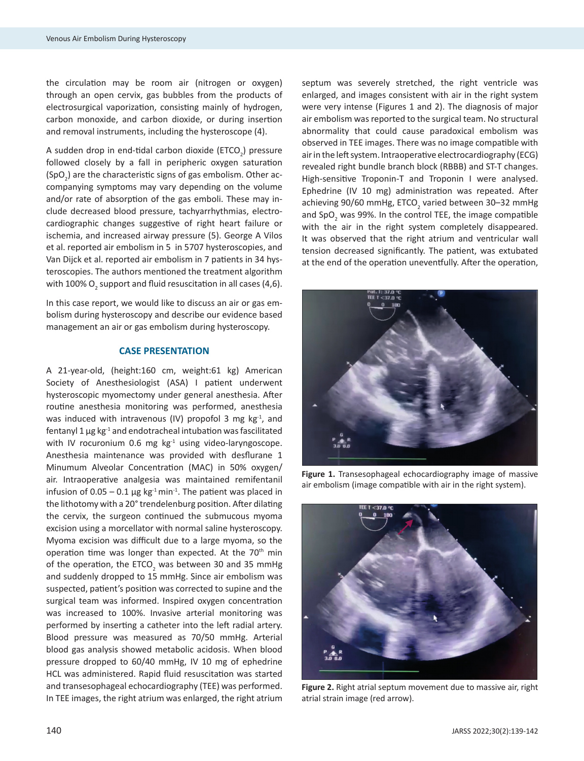the circulation may be room air (nitrogen or oxygen) through an open cervix, gas bubbles from the products of electrosurgical vaporization, consisting mainly of hydrogen, carbon monoxide, and carbon dioxide, or during insertion and removal instruments, including the hysteroscope (4).

A sudden drop in end-tidal carbon dioxide ($ETCO_2$) pressure followed closely by a fall in peripheric oxygen saturation ($SpO_2$) are the characteristic signs of gas embolism. Other accompanying symptoms may vary depending on the volume and/or rate of absorption of the gas emboli. These may include decreased blood pressure, tachyarrhythmias, electrocardiographic changes suggestive of right heart failure or ischemia, and increased airway pressure (5). George A Vilos et al. reported air embolism in 5 in 5707 hysteroscopies, and Van Dijck et al. reported air embolism in 7 patients in 34 hysteroscopies. The authors mentioned the treatment algorithm with 100% $O_2$ support and fluid resuscitation in all cases (4,6).

In this case report, we would like to discuss an air or gas embolism during hysteroscopy and describe our evidence based management an air or gas embolism during hysteroscopy.

## CASE PRESENTATION

A 21-year-old, (height:160 cm, weight:61 kg) American Society of Anesthesiologist (ASA) I patient underwent hysteroscopic myomectomy under general anesthesia. After routine anesthesia monitoring was performed, anesthesia was induced with intravenous (IV) propofol 3 mg $kg^{-1}$, and fentanyl 1 µg $kg^{-1}$ and endotracheal intubation was fascilitated with IV rocuronium 0.6 mg $kg^{-1}$ using video-laryngoscope. Anesthesia maintenance was provided with desflurane 1 Minumum Alveolar Concentration (MAC) in 50% oxygen/air. Intraoperative analgesia was maintained remifentanil infusion of 0.05 – 0.1 µg $kg^{-1}$ $min^{-1}$. The patient was placed in the lithotomy with a 20° trendelenburg position. After dilating the cervix, the surgeon continued the submucous myoma excision using a morcellator with normal saline hysteroscopy. Myoma excision was difficult due to a large myoma, so the operation time was longer than expected. At the 70th min of the operation, the $ETCO_2$ was between 30 and 35 mmHg and suddenly dropped to 15 mmHg. Since air embolism was suspected, patient's position was corrected to supine and the surgical team was informed. Inspired oxygen concentration was increased to 100%. Invasive arterial monitoring was performed by inserting a catheter into the left radial artery. Blood pressure was measured as 70/50 mmHg. Arterial blood gas analysis showed metabolic acidosis. When blood pressure dropped to 60/40 mmHg, IV 10 mg of ephedrine HCL was administered. Rapid fluid resuscitation was started and transesophageal echocardiography (TEE) was performed. In TEE images, the right atrium was enlarged, the right atrium septum was severely stretched, the right ventricle was enlarged, and images consistent with air in the right system were very intense (Figures 1 and 2). The diagnosis of major air embolism was reported to the surgical team. No structural abnormality that could cause paradoxical embolism was observed in TEE images. There was no image compatible with air in the left system. Intraoperative electrocardiography (ECG) revealed right bundle branch block (RBBB) and ST-T changes. High-sensitive Troponin-T and Troponin I were analysed. Ephedrine (IV 10 mg) administration was repeated. After achieving 90/60 mmHg, $ETCO_2$ varied between 30–32 mmHg and $SpO_2$ was 99%. In the control TEE, the image compatible with the air in the right system completely disappeared. It was observed that the right atrium and ventricular wall tension decreased significantly. The patient, was extubated at the end of the operation uneventfully. After the operation,

**Figure 1.** Transesophageal echocardiography image of massive air embolism (image compatible with air in the right system).

**Figure 2.** Right atrial septum movement due to massive air, right atrial strain image (red arrow).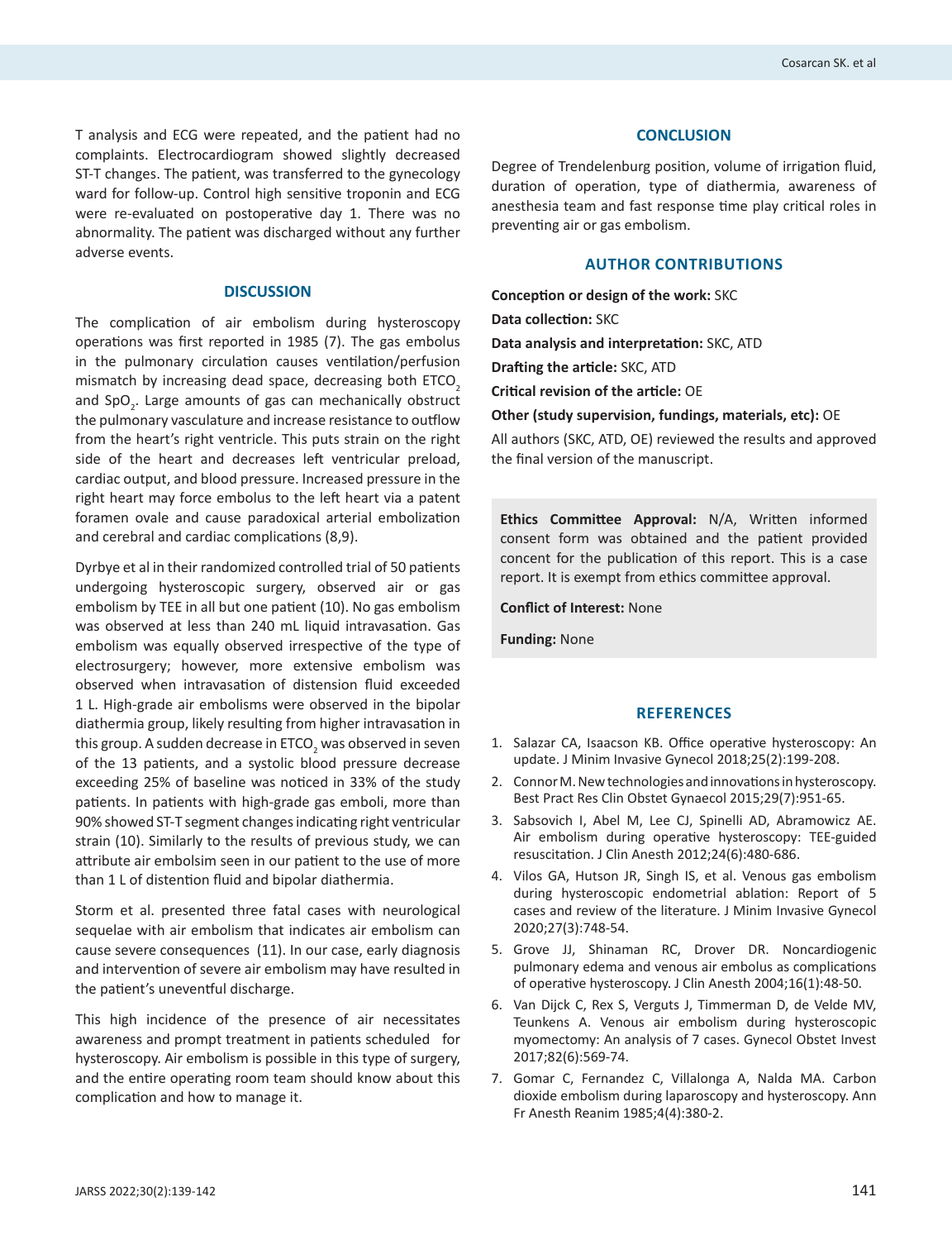T analysis and ECG were repeated, and the patient had no complaints. Electrocardiogram showed slightly decreased ST-T changes. The patient, was transferred to the gynecology ward for follow-up. Control high sensitive troponin and ECG were re-evaluated on postoperative day 1. There was no abnormality. The patient was discharged without any further adverse events.

## DISCUSSION

The complication of air embolism during hysteroscopy operations was first reported in 1985 (7). The gas embolus in the pulmonary circulation causes ventilation/perfusion mismatch by increasing dead space, decreasing both $ETCO_2$ and $SpO_2$. Large amounts of gas can mechanically obstruct the pulmonary vasculature and increase resistance to outflow from the heart's right ventricle. This puts strain on the right side of the heart and decreases left ventricular preload, cardiac output, and blood pressure. Increased pressure in the right heart may force embolus to the left heart via a patent foramen ovale and cause paradoxical arterial embolization and cerebral and cardiac complications (8,9).

Dyrbye et al in their randomized controlled trial of 50 patients undergoing hysteroscopic surgery, observed air or gas embolism by TEE in all but one patient (10). No gas embolism was observed at less than 240 mL liquid intravasation. Gas embolism was equally observed irrespective of the type of electrosurgery; however, more extensive embolism was observed when intravasation of distension fluid exceeded 1 L. High-grade air embolisms were observed in the bipolar diathermia group, likely resulting from higher intravasation in this group. A sudden decrease in $ETCO_2$ was observed in seven of the 13 patients, and a systolic blood pressure decrease exceeding 25% of baseline was noticed in 33% of the study patients. In patients with high-grade gas emboli, more than 90% showed ST-T segment changes indicating right ventricular strain (10). Similarly to the results of previous study, we can attribute air embolsim seen in our patient to the use of more than 1 L of distention fluid and bipolar diathermia.

Storm et al. presented three fatal cases with neurological sequelae with air embolism that indicates air embolism can cause severe consequences (11). In our case, early diagnosis and intervention of severe air embolism may have resulted in the patient's uneventful discharge.

This high incidence of the presence of air necessitates awareness and prompt treatment in patients scheduled for hysteroscopy. Air embolism is possible in this type of surgery, and the entire operating room team should know about this complication and how to manage it.

## CONCLUSION

Degree of Trendelenburg position, volume of irrigation fluid, duration of operation, type of diathermia, awareness of anesthesia team and fast response time play critical roles in preventing air or gas embolism.

## AUTHOR CONTRIBUTIONS

**Conception or design of the work:** SKC

**Data collection:** SKC

**Data analysis and interpretation:** SKC, ATD

**Drafting the article:** SKC, ATD

**Critical revision of the article:** OE

**Other (study supervision, fundings, materials, etc):** OE

All authors (SKC, ATD, OE) reviewed the results and approved the final version of the manuscript.

**Ethics Committee Approval:** N/A, Written informed consent form was obtained and the patient provided concent for the publication of this report. This is a case report. It is exempt from ethics committee approval.

**Conflict of Interest:** None

**Funding:** None

## REFERENCES

1. Salazar CA, Isaacson KB. Office operative hysteroscopy: An update. J Minim Invasive Gynecol 2018;25(2):199-208.
2. Connor M. New technologies and innovations in hysteroscopy. Best Pract Res Clin Obstet Gynaecol 2015;29(7):951-65.
3. Sabsovich I, Abel M, Lee CJ, Spinelli AD, Abramowicz AE. Air embolism during operative hysteroscopy: TEE-guided resuscitation. J Clin Anesth 2012;24(6):480-686.
4. Vilos GA, Hutson JR, Singh IS, et al. Venous gas embolism during hysteroscopic endometrial ablation: Report of 5 cases and review of the literature. J Minim Invasive Gynecol 2020;27(3):748-54.
5. Grove JJ, Shinaman RC, Drover DR. Noncardiogenic pulmonary edema and venous air embolus as complications of operative hysteroscopy. J Clin Anesth 2004;16(1):48-50.
6. Van Dijck C, Rex S, Verguts J, Timmerman D, de Velde MV, Teunkens A. Venous air embolism during hysteroscopic myomectomy: An analysis of 7 cases. Gynecol Obstet Invest 2017;82(6):569-74.
7. Gomar C, Fernandez C, Villalonga A, Nalda MA. Carbon dioxide embolism during laparoscopy and hysteroscopy. Ann Fr Anesth Reanim 1985;4(4):380-2.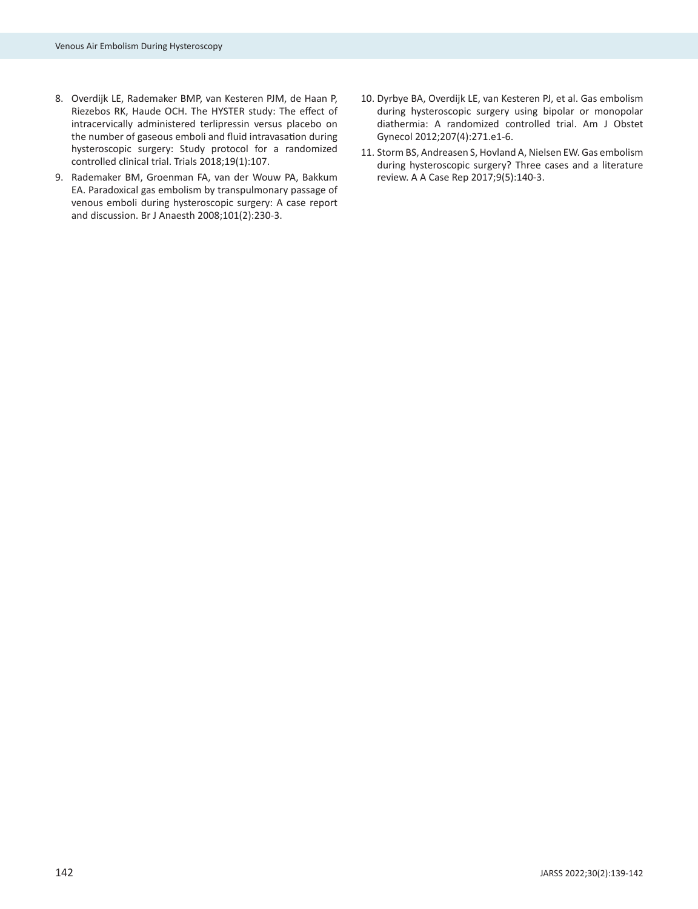8. Overdijk LE, Rademaker BMP, van Kesteren PJM, de Haan P, Riezebos RK, Haude OCH. The HYSTER study: The effect of intracervically administered terlipressin versus placebo on the number of gaseous emboli and fluid intravasation during hysteroscopic surgery: Study protocol for a randomized controlled clinical trial. Trials 2018;19(1):107.
9. Rademaker BM, Groenman FA, van der Wouw PA, Bakkum EA. Paradoxical gas embolism by transpulmonary passage of venous emboli during hysteroscopic surgery: A case report and discussion. Br J Anaesth 2008;101(2):230-3.
10. Dyrbye BA, Overdijk LE, van Kesteren PJ, et al. Gas embolism during hysteroscopic surgery using bipolar or monopolar diathermia: A randomized controlled trial. Am J Obstet Gynecol 2012;207(4):271.e1-6.
11. Storm BS, Andreasen S, Hovland A, Nielsen EW. Gas embolism during hysteroscopic surgery? Three cases and a literature review. A A Case Rep 2017;9(5):140-3.